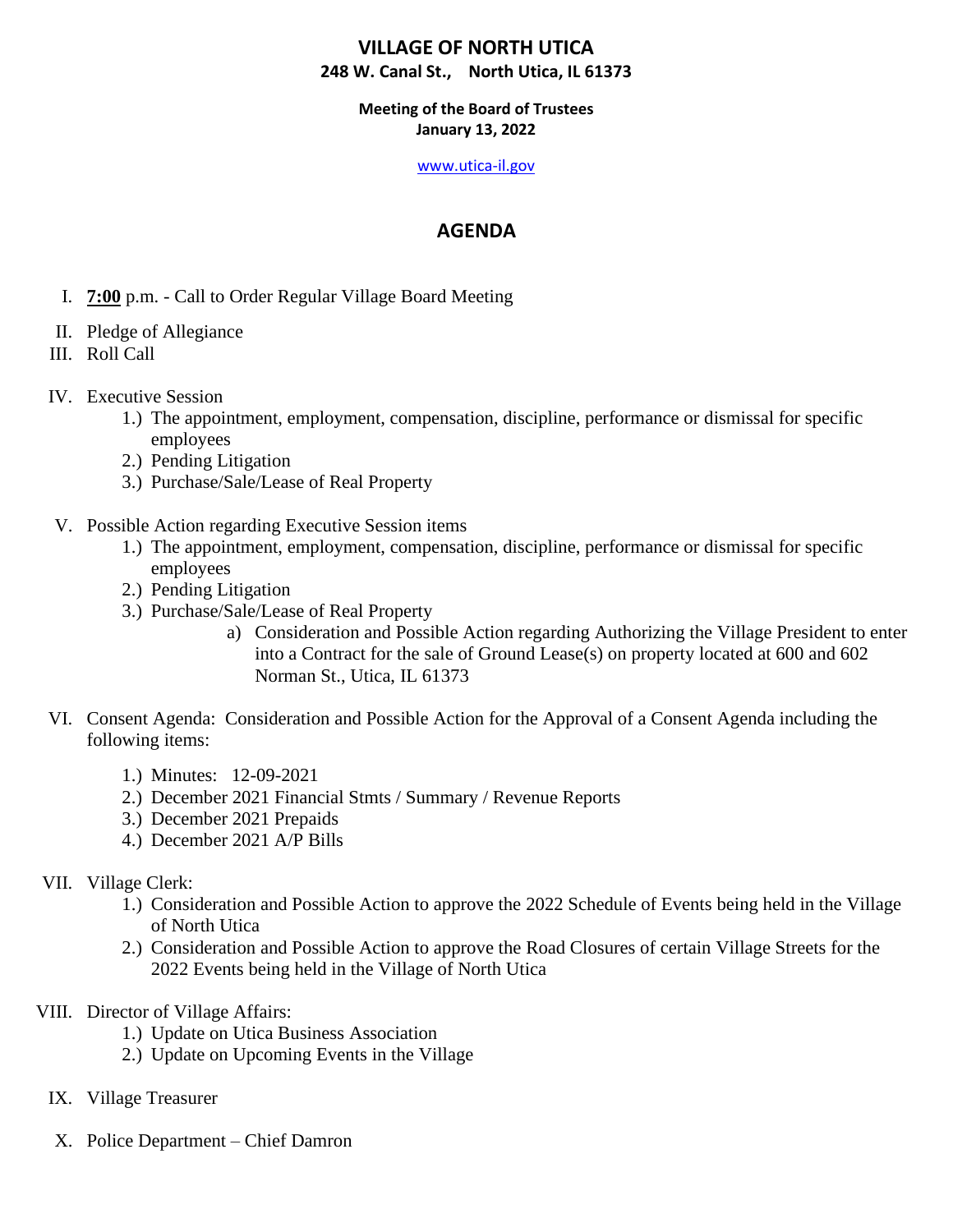# VILLAGE OF NORTH UTICA

**248 W. Canal St., North Utica, IL 61373**

**Meeting of the Board of Trustees**
**January 13, 2022**

www.utica-il.gov

## AGENDA

I. **7:00** p.m. - Call to Order Regular Village Board Meeting

II. Pledge of Allegiance

III. Roll Call

IV. Executive Session
   1.) The appointment, employment, compensation, discipline, performance or dismissal for specific employees
   2.) Pending Litigation
   3.) Purchase/Sale/Lease of Real Property

V. Possible Action regarding Executive Session items
   1.) The appointment, employment, compensation, discipline, performance or dismissal for specific employees
   2.) Pending Litigation
   3.) Purchase/Sale/Lease of Real Property
      a) Consideration and Possible Action regarding Authorizing the Village President to enter into a Contract for the sale of Ground Lease(s) on property located at 600 and 602 Norman St., Utica, IL 61373

VI. Consent Agenda: Consideration and Possible Action for the Approval of a Consent Agenda including the following items:
   1.) Minutes: 12-09-2021
   2.) December 2021 Financial Stmts / Summary / Revenue Reports
   3.) December 2021 Prepaids
   4.) December 2021 A/P Bills

VII. Village Clerk:
   1.) Consideration and Possible Action to approve the 2022 Schedule of Events being held in the Village of North Utica
   2.) Consideration and Possible Action to approve the Road Closures of certain Village Streets for the 2022 Events being held in the Village of North Utica

VIII. Director of Village Affairs:
   1.) Update on Utica Business Association
   2.) Update on Upcoming Events in the Village

IX. Village Treasurer

X. Police Department – Chief Damron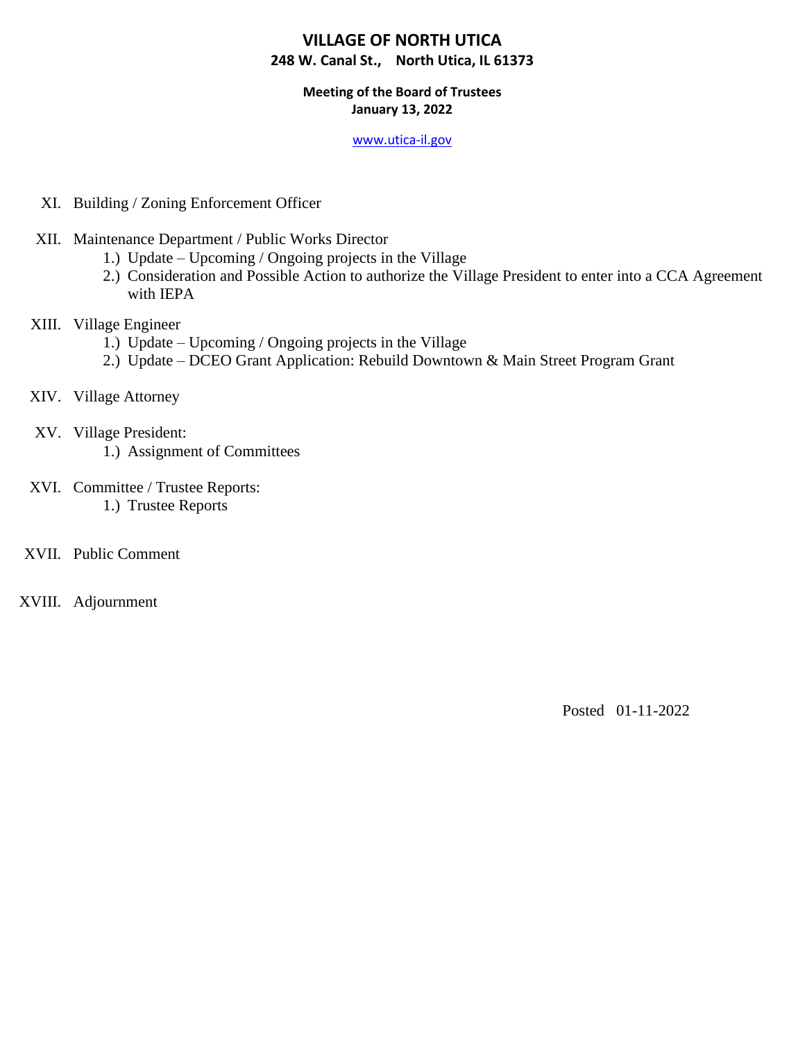# VILLAGE OF NORTH UTICA

**248 W. Canal St., North Utica, IL 61373**

**Meeting of the Board of Trustees**
**January 13, 2022**

www.utica-il.gov

XI. Building / Zoning Enforcement Officer

XII. Maintenance Department / Public Works Director
   1.) Update – Upcoming / Ongoing projects in the Village
   2.) Consideration and Possible Action to authorize the Village President to enter into a CCA Agreement with IEPA

XIII. Village Engineer
   1.) Update – Upcoming / Ongoing projects in the Village
   2.) Update – DCEO Grant Application: Rebuild Downtown & Main Street Program Grant

XIV. Village Attorney

XV. Village President:
   1.) Assignment of Committees

XVI. Committee / Trustee Reports:
   1.) Trustee Reports

XVII. Public Comment

XVIII. Adjournment

Posted 01-11-2022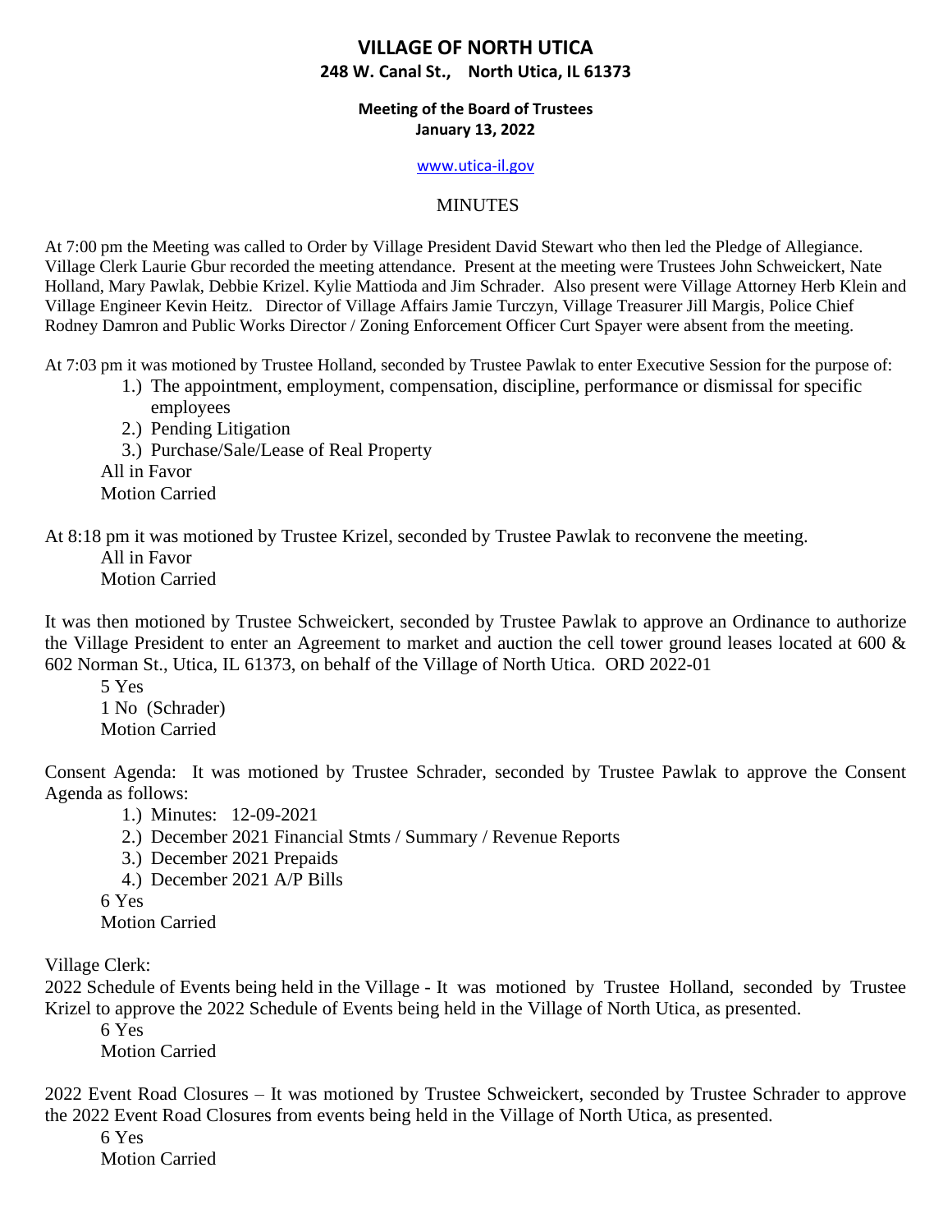# VILLAGE OF NORTH UTICA
**248 W. Canal St., North Utica, IL 61373**

**Meeting of the Board of Trustees**
**January 13, 2022**

www.utica-il.gov

MINUTES

At 7:00 pm the Meeting was called to Order by Village President David Stewart who then led the Pledge of Allegiance. Village Clerk Laurie Gbur recorded the meeting attendance. Present at the meeting were Trustees John Schweickert, Nate Holland, Mary Pawlak, Debbie Krizel. Kylie Mattioda and Jim Schrader. Also present were Village Attorney Herb Klein and Village Engineer Kevin Heitz. Director of Village Affairs Jamie Turczyn, Village Treasurer Jill Margis, Police Chief Rodney Damron and Public Works Director / Zoning Enforcement Officer Curt Spayer were absent from the meeting.

At 7:03 pm it was motioned by Trustee Holland, seconded by Trustee Pawlak to enter Executive Session for the purpose of:

1.) The appointment, employment, compensation, discipline, performance or dismissal for specific employees
2.) Pending Litigation
3.) Purchase/Sale/Lease of Real Property

All in Favor
Motion Carried

At 8:18 pm it was motioned by Trustee Krizel, seconded by Trustee Pawlak to reconvene the meeting.

All in Favor
Motion Carried

It was then motioned by Trustee Schweickert, seconded by Trustee Pawlak to approve an Ordinance to authorize the Village President to enter an Agreement to market and auction the cell tower ground leases located at 600 & 602 Norman St., Utica, IL 61373, on behalf of the Village of North Utica. ORD 2022-01

5 Yes
1 No (Schrader)
Motion Carried

Consent Agenda: It was motioned by Trustee Schrader, seconded by Trustee Pawlak to approve the Consent Agenda as follows:

1.) Minutes: 12-09-2021
2.) December 2021 Financial Stmts / Summary / Revenue Reports
3.) December 2021 Prepaids
4.) December 2021 A/P Bills

6 Yes
Motion Carried

Village Clerk:

2022 Schedule of Events being held in the Village - It was motioned by Trustee Holland, seconded by Trustee Krizel to approve the 2022 Schedule of Events being held in the Village of North Utica, as presented.

6 Yes
Motion Carried

2022 Event Road Closures – It was motioned by Trustee Schweickert, seconded by Trustee Schrader to approve the 2022 Event Road Closures from events being held in the Village of North Utica, as presented.

6 Yes
Motion Carried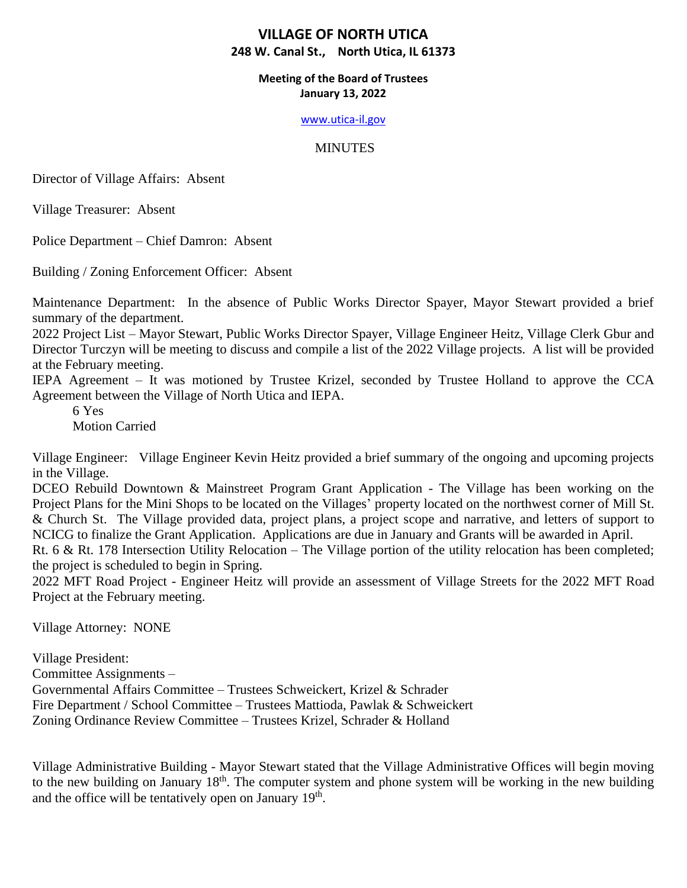# VILLAGE OF NORTH UTICA

**248 W. Canal St., North Utica, IL 61373**

**Meeting of the Board of Trustees**
**January 13, 2022**

www.utica-il.gov

MINUTES

Director of Village Affairs: Absent

Village Treasurer: Absent

Police Department – Chief Damron: Absent

Building / Zoning Enforcement Officer: Absent

Maintenance Department: In the absence of Public Works Director Spayer, Mayor Stewart provided a brief summary of the department.
2022 Project List – Mayor Stewart, Public Works Director Spayer, Village Engineer Heitz, Village Clerk Gbur and Director Turczyn will be meeting to discuss and compile a list of the 2022 Village projects. A list will be provided at the February meeting.
IEPA Agreement – It was motioned by Trustee Krizel, seconded by Trustee Holland to approve the CCA Agreement between the Village of North Utica and IEPA.

6 Yes
Motion Carried

Village Engineer: Village Engineer Kevin Heitz provided a brief summary of the ongoing and upcoming projects in the Village.
DCEO Rebuild Downtown & Mainstreet Program Grant Application - The Village has been working on the Project Plans for the Mini Shops to be located on the Villages' property located on the northwest corner of Mill St. & Church St. The Village provided data, project plans, a project scope and narrative, and letters of support to NCICG to finalize the Grant Application. Applications are due in January and Grants will be awarded in April.
Rt. 6 & Rt. 178 Intersection Utility Relocation – The Village portion of the utility relocation has been completed; the project is scheduled to begin in Spring.
2022 MFT Road Project - Engineer Heitz will provide an assessment of Village Streets for the 2022 MFT Road Project at the February meeting.

Village Attorney: NONE

Village President:
Committee Assignments –
Governmental Affairs Committee – Trustees Schweickert, Krizel & Schrader
Fire Department / School Committee – Trustees Mattioda, Pawlak & Schweickert
Zoning Ordinance Review Committee – Trustees Krizel, Schrader & Holland

Village Administrative Building - Mayor Stewart stated that the Village Administrative Offices will begin moving to the new building on January 18th. The computer system and phone system will be working in the new building and the office will be tentatively open on January 19th.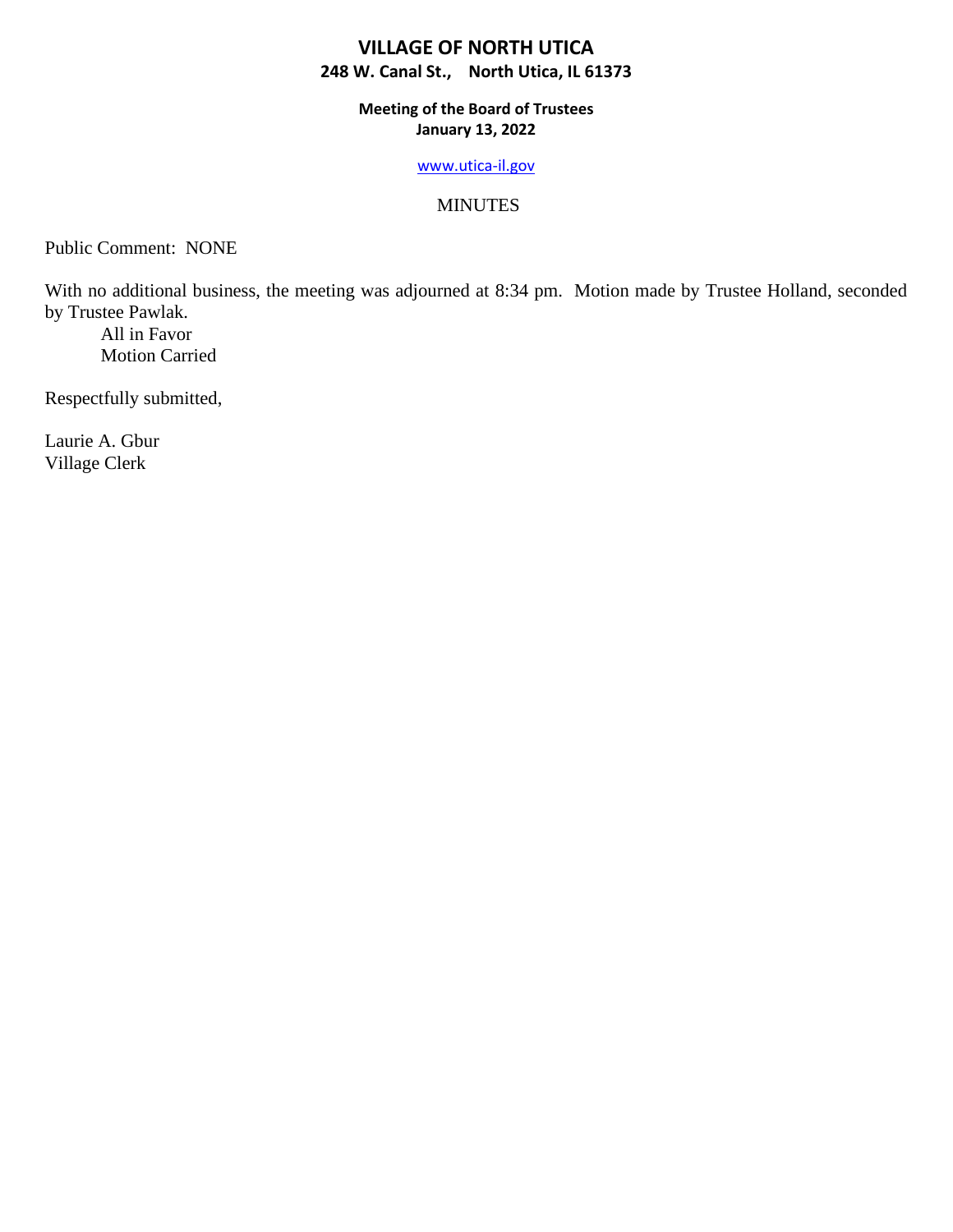# VILLAGE OF NORTH UTICA

**248 W. Canal St., North Utica, IL 61373**

**Meeting of the Board of Trustees**
**January 13, 2022**

www.utica-il.gov

MINUTES

Public Comment: NONE

With no additional business, the meeting was adjourned at 8:34 pm. Motion made by Trustee Holland, seconded by Trustee Pawlak.

All in Favor
Motion Carried

Respectfully submitted,

Laurie A. Gbur
Village Clerk